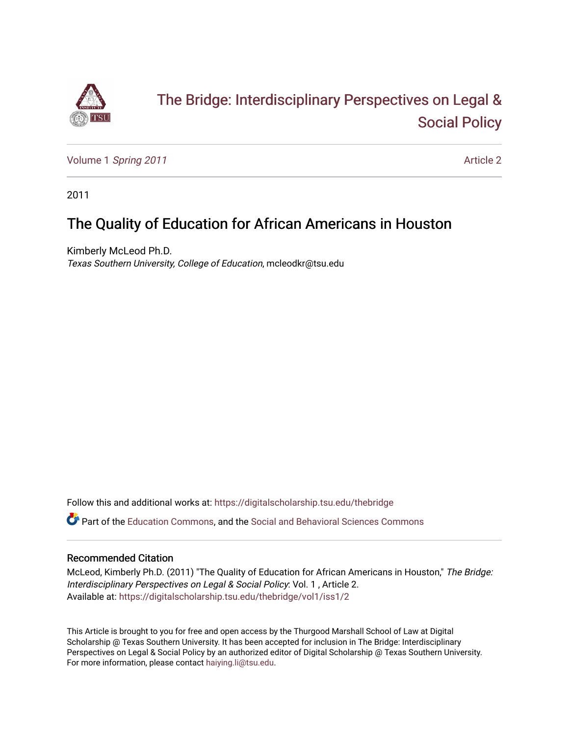# The Bridge: Interdisciplinary Perspectives on Legal & Social Policy

Volume 1 *Spring 2011* Article 2

2011

## The Quality of Education for African Americans in Houston

Kimberly McLeod Ph.D.
*Texas Southern University, College of Education*, mcleodkr@tsu.edu

Follow this and additional works at: https://digitalscholarship.tsu.edu/thebridge

Part of the Education Commons, and the Social and Behavioral Sciences Commons

### Recommended Citation

McLeod, Kimberly Ph.D. (2011) "The Quality of Education for African Americans in Houston," *The Bridge: Interdisciplinary Perspectives on Legal & Social Policy*: Vol. 1 , Article 2.
Available at: https://digitalscholarship.tsu.edu/thebridge/vol1/iss1/2

This Article is brought to you for free and open access by the Thurgood Marshall School of Law at Digital Scholarship @ Texas Southern University. It has been accepted for inclusion in The Bridge: Interdisciplinary Perspectives on Legal & Social Policy by an authorized editor of Digital Scholarship @ Texas Southern University. For more information, please contact haiying.li@tsu.edu.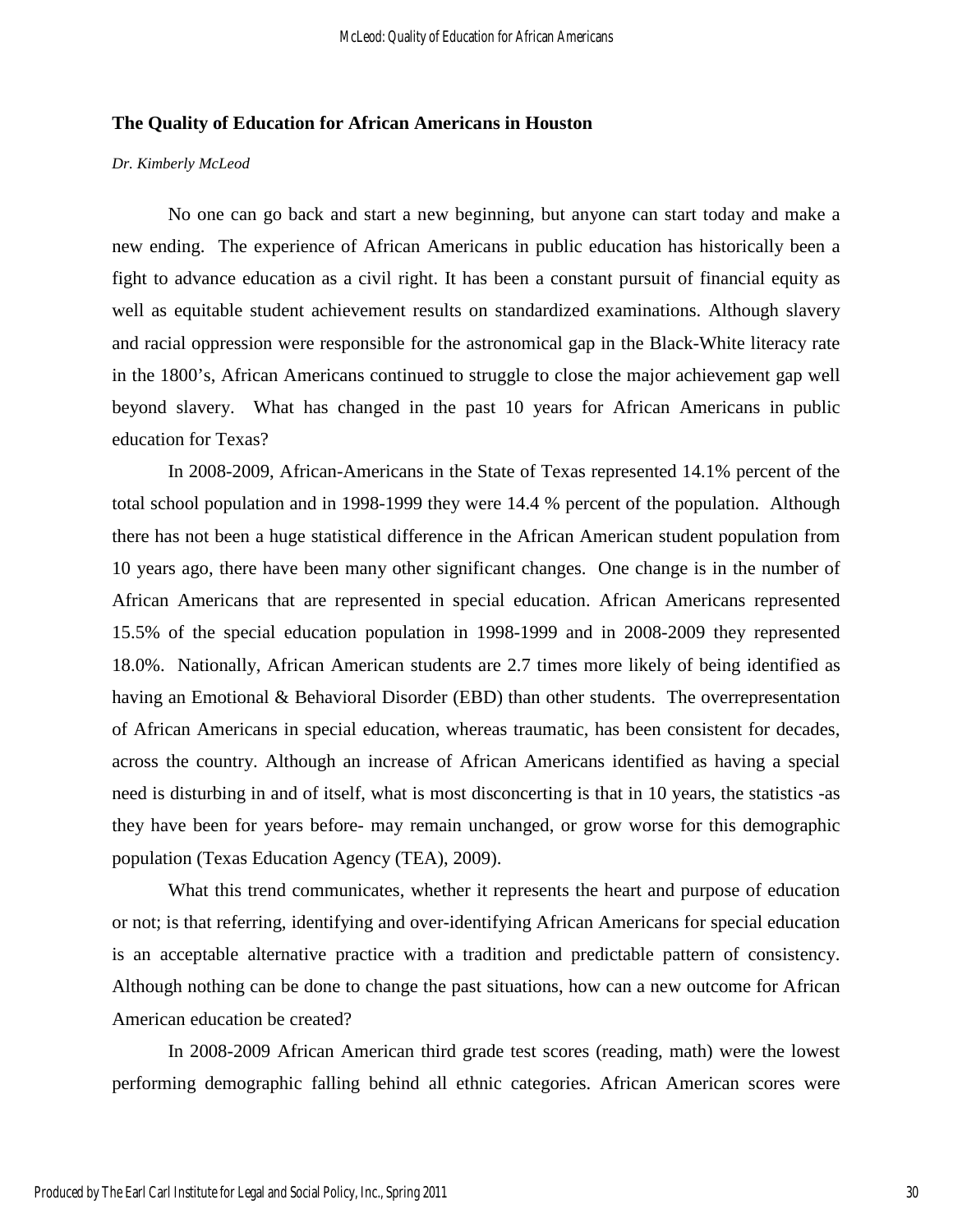## The Quality of Education for African Americans in Houston

*Dr. Kimberly McLeod*

No one can go back and start a new beginning, but anyone can start today and make a new ending. The experience of African Americans in public education has historically been a fight to advance education as a civil right. It has been a constant pursuit of financial equity as well as equitable student achievement results on standardized examinations. Although slavery and racial oppression were responsible for the astronomical gap in the Black-White literacy rate in the 1800's, African Americans continued to struggle to close the major achievement gap well beyond slavery. What has changed in the past 10 years for African Americans in public education for Texas?

In 2008-2009, African-Americans in the State of Texas represented 14.1% percent of the total school population and in 1998-1999 they were 14.4 % percent of the population. Although there has not been a huge statistical difference in the African American student population from 10 years ago, there have been many other significant changes. One change is in the number of African Americans that are represented in special education. African Americans represented 15.5% of the special education population in 1998-1999 and in 2008-2009 they represented 18.0%. Nationally, African American students are 2.7 times more likely of being identified as having an Emotional & Behavioral Disorder (EBD) than other students. The overrepresentation of African Americans in special education, whereas traumatic, has been consistent for decades, across the country. Although an increase of African Americans identified as having a special need is disturbing in and of itself, what is most disconcerting is that in 10 years, the statistics -as they have been for years before- may remain unchanged, or grow worse for this demographic population (Texas Education Agency (TEA), 2009).

What this trend communicates, whether it represents the heart and purpose of education or not; is that referring, identifying and over-identifying African Americans for special education is an acceptable alternative practice with a tradition and predictable pattern of consistency. Although nothing can be done to change the past situations, how can a new outcome for African American education be created?

In 2008-2009 African American third grade test scores (reading, math) were the lowest performing demographic falling behind all ethnic categories. African American scores were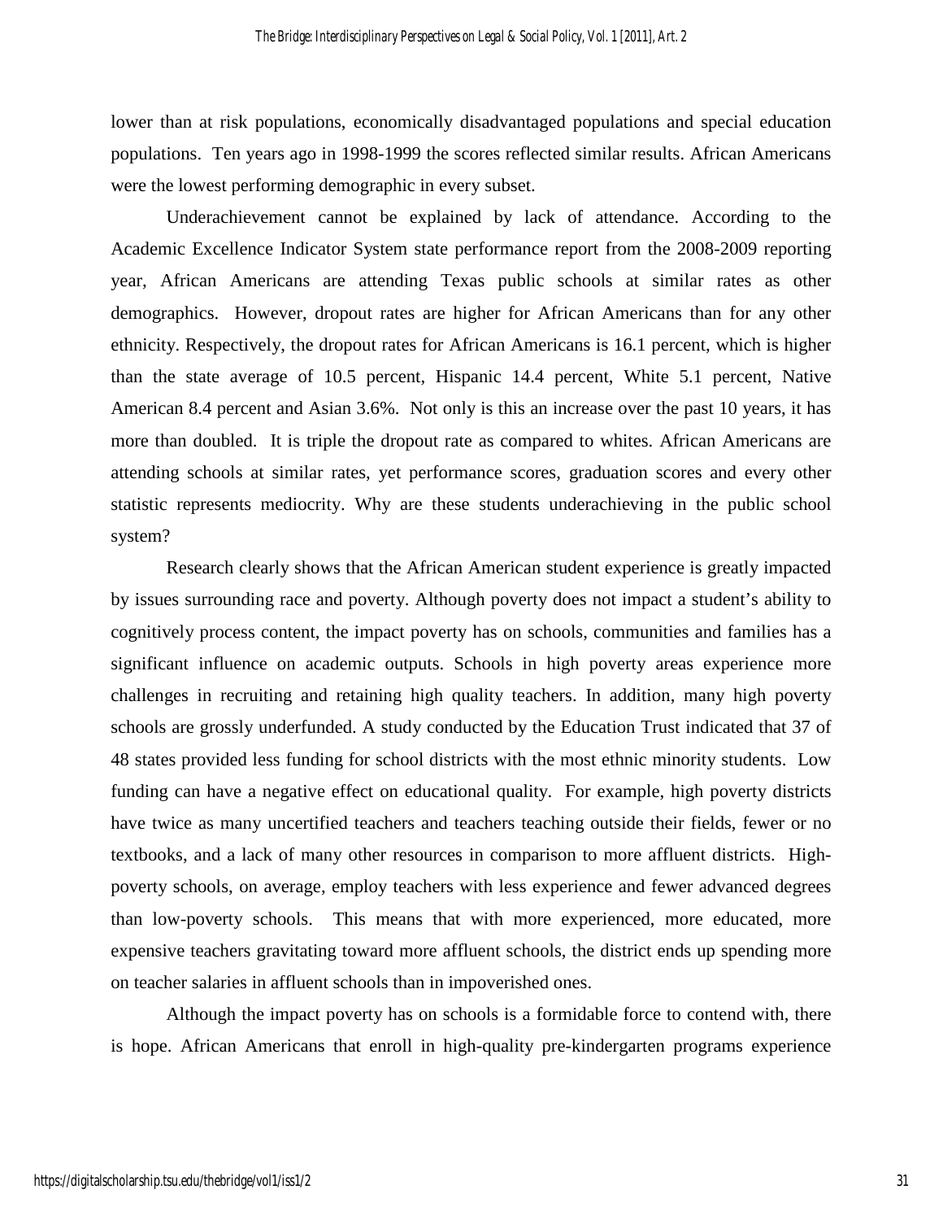lower than at risk populations, economically disadvantaged populations and special education populations. Ten years ago in 1998-1999 the scores reflected similar results. African Americans were the lowest performing demographic in every subset.

Underachievement cannot be explained by lack of attendance. According to the Academic Excellence Indicator System state performance report from the 2008-2009 reporting year, African Americans are attending Texas public schools at similar rates as other demographics. However, dropout rates are higher for African Americans than for any other ethnicity. Respectively, the dropout rates for African Americans is 16.1 percent, which is higher than the state average of 10.5 percent, Hispanic 14.4 percent, White 5.1 percent, Native American 8.4 percent and Asian 3.6%. Not only is this an increase over the past 10 years, it has more than doubled. It is triple the dropout rate as compared to whites. African Americans are attending schools at similar rates, yet performance scores, graduation scores and every other statistic represents mediocrity. Why are these students underachieving in the public school system?

Research clearly shows that the African American student experience is greatly impacted by issues surrounding race and poverty. Although poverty does not impact a student's ability to cognitively process content, the impact poverty has on schools, communities and families has a significant influence on academic outputs. Schools in high poverty areas experience more challenges in recruiting and retaining high quality teachers. In addition, many high poverty schools are grossly underfunded. A study conducted by the Education Trust indicated that 37 of 48 states provided less funding for school districts with the most ethnic minority students. Low funding can have a negative effect on educational quality. For example, high poverty districts have twice as many uncertified teachers and teachers teaching outside their fields, fewer or no textbooks, and a lack of many other resources in comparison to more affluent districts. High-poverty schools, on average, employ teachers with less experience and fewer advanced degrees than low-poverty schools. This means that with more experienced, more educated, more expensive teachers gravitating toward more affluent schools, the district ends up spending more on teacher salaries in affluent schools than in impoverished ones.

Although the impact poverty has on schools is a formidable force to contend with, there is hope. African Americans that enroll in high-quality pre-kindergarten programs experience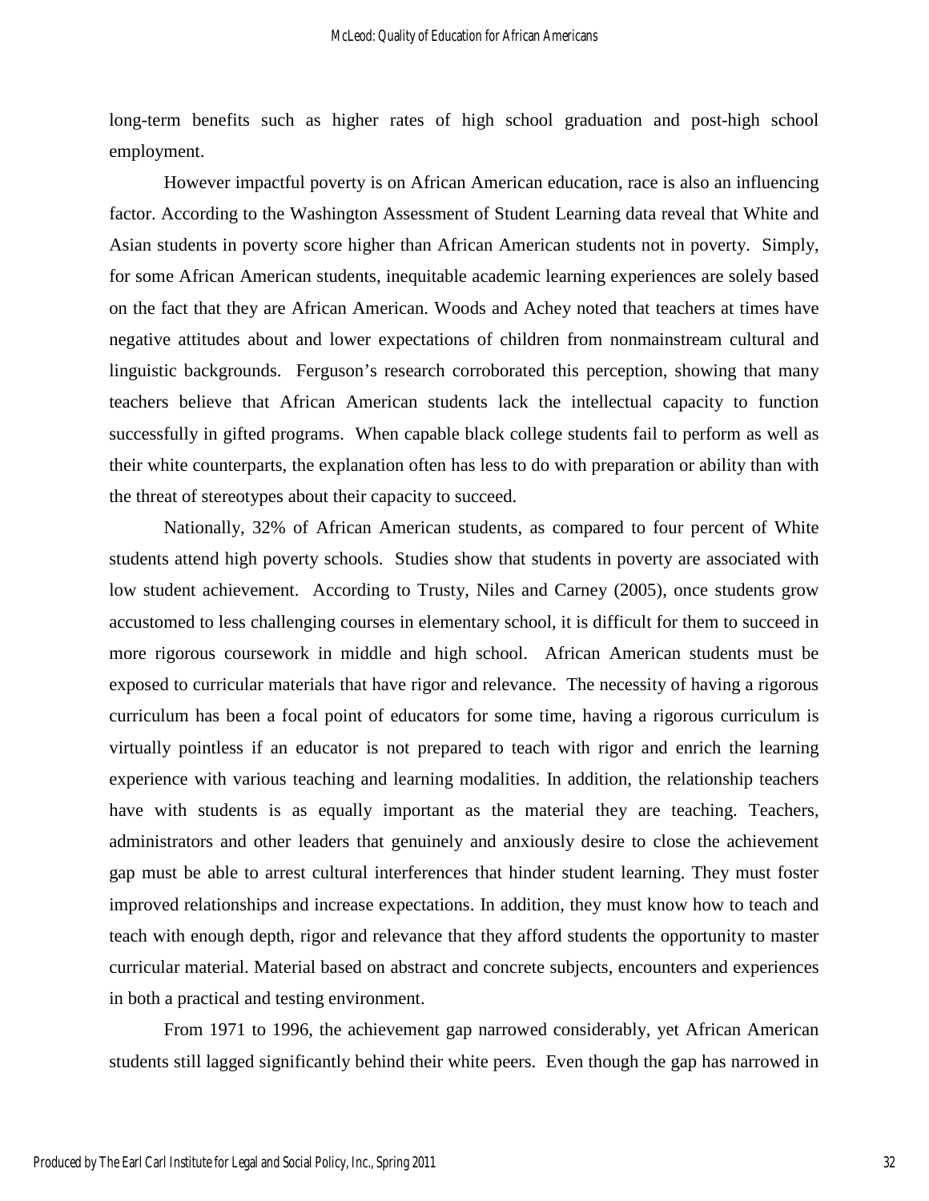long-term benefits such as higher rates of high school graduation and post-high school employment.

However impactful poverty is on African American education, race is also an influencing factor. According to the Washington Assessment of Student Learning data reveal that White and Asian students in poverty score higher than African American students not in poverty. Simply, for some African American students, inequitable academic learning experiences are solely based on the fact that they are African American. Woods and Achey noted that teachers at times have negative attitudes about and lower expectations of children from nonmainstream cultural and linguistic backgrounds. Ferguson's research corroborated this perception, showing that many teachers believe that African American students lack the intellectual capacity to function successfully in gifted programs. When capable black college students fail to perform as well as their white counterparts, the explanation often has less to do with preparation or ability than with the threat of stereotypes about their capacity to succeed.

Nationally, 32% of African American students, as compared to four percent of White students attend high poverty schools. Studies show that students in poverty are associated with low student achievement. According to Trusty, Niles and Carney (2005), once students grow accustomed to less challenging courses in elementary school, it is difficult for them to succeed in more rigorous coursework in middle and high school. African American students must be exposed to curricular materials that have rigor and relevance. The necessity of having a rigorous curriculum has been a focal point of educators for some time, having a rigorous curriculum is virtually pointless if an educator is not prepared to teach with rigor and enrich the learning experience with various teaching and learning modalities. In addition, the relationship teachers have with students is as equally important as the material they are teaching. Teachers, administrators and other leaders that genuinely and anxiously desire to close the achievement gap must be able to arrest cultural interferences that hinder student learning. They must foster improved relationships and increase expectations. In addition, they must know how to teach and teach with enough depth, rigor and relevance that they afford students the opportunity to master curricular material. Material based on abstract and concrete subjects, encounters and experiences in both a practical and testing environment.

From 1971 to 1996, the achievement gap narrowed considerably, yet African American students still lagged significantly behind their white peers. Even though the gap has narrowed in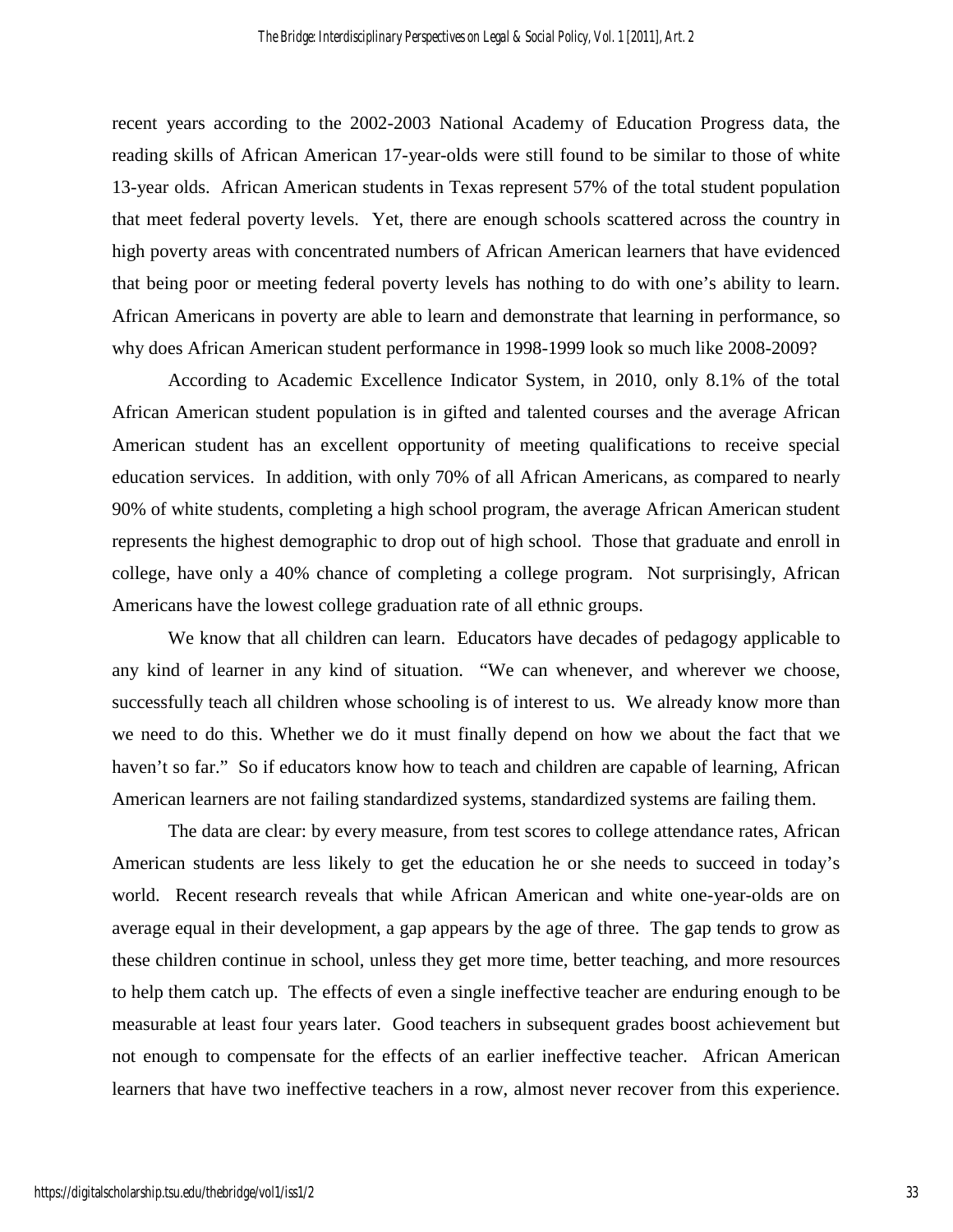recent years according to the 2002-2003 National Academy of Education Progress data, the reading skills of African American 17-year-olds were still found to be similar to those of white 13-year olds. African American students in Texas represent 57% of the total student population that meet federal poverty levels. Yet, there are enough schools scattered across the country in high poverty areas with concentrated numbers of African American learners that have evidenced that being poor or meeting federal poverty levels has nothing to do with one's ability to learn. African Americans in poverty are able to learn and demonstrate that learning in performance, so why does African American student performance in 1998-1999 look so much like 2008-2009?

According to Academic Excellence Indicator System, in 2010, only 8.1% of the total African American student population is in gifted and talented courses and the average African American student has an excellent opportunity of meeting qualifications to receive special education services. In addition, with only 70% of all African Americans, as compared to nearly 90% of white students, completing a high school program, the average African American student represents the highest demographic to drop out of high school. Those that graduate and enroll in college, have only a 40% chance of completing a college program. Not surprisingly, African Americans have the lowest college graduation rate of all ethnic groups.

We know that all children can learn. Educators have decades of pedagogy applicable to any kind of learner in any kind of situation. "We can whenever, and wherever we choose, successfully teach all children whose schooling is of interest to us. We already know more than we need to do this. Whether we do it must finally depend on how we about the fact that we haven't so far." So if educators know how to teach and children are capable of learning, African American learners are not failing standardized systems, standardized systems are failing them.

The data are clear: by every measure, from test scores to college attendance rates, African American students are less likely to get the education he or she needs to succeed in today's world. Recent research reveals that while African American and white one-year-olds are on average equal in their development, a gap appears by the age of three. The gap tends to grow as these children continue in school, unless they get more time, better teaching, and more resources to help them catch up. The effects of even a single ineffective teacher are enduring enough to be measurable at least four years later. Good teachers in subsequent grades boost achievement but not enough to compensate for the effects of an earlier ineffective teacher. African American learners that have two ineffective teachers in a row, almost never recover from this experience.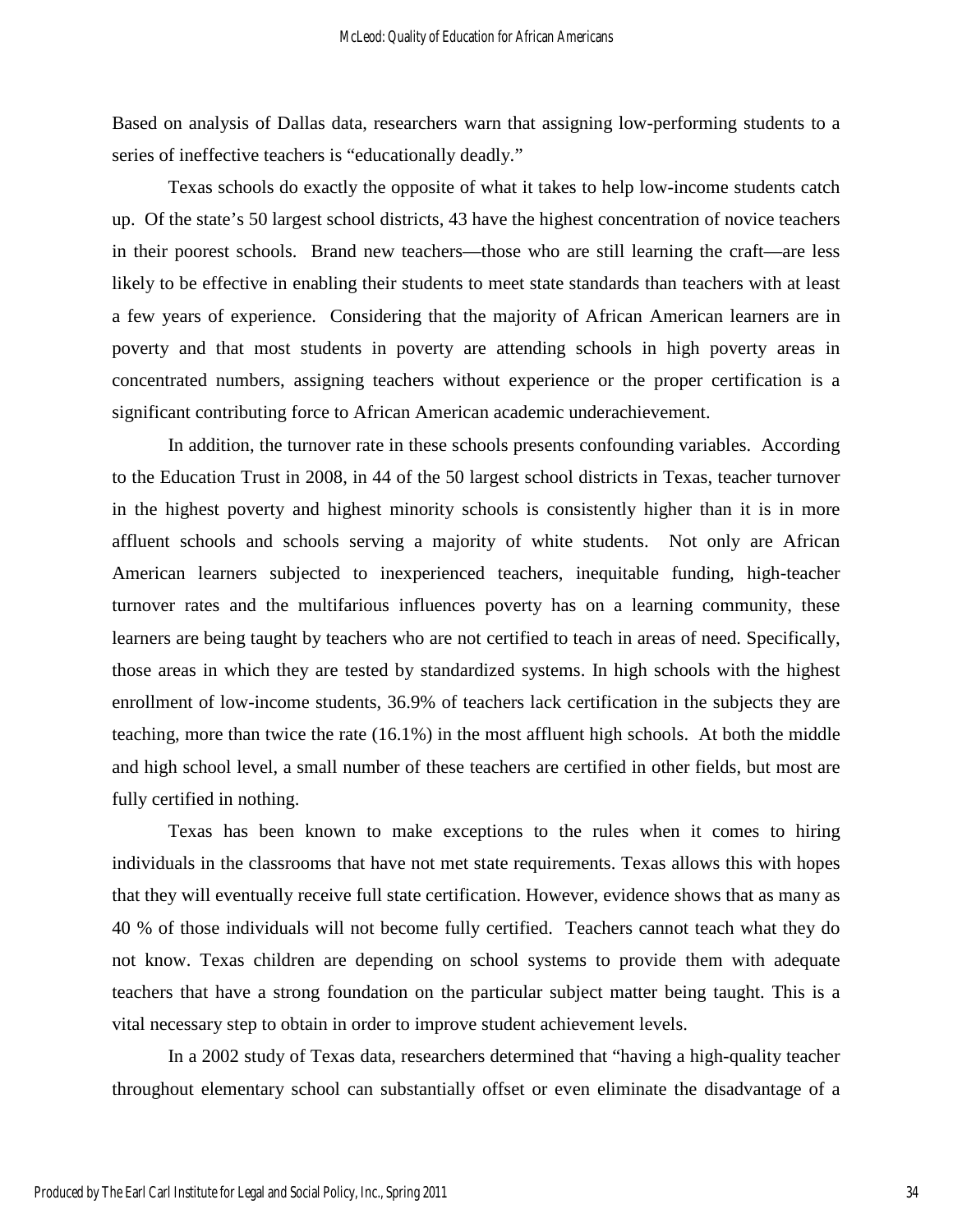Based on analysis of Dallas data, researchers warn that assigning low-performing students to a series of ineffective teachers is "educationally deadly."

Texas schools do exactly the opposite of what it takes to help low-income students catch up. Of the state's 50 largest school districts, 43 have the highest concentration of novice teachers in their poorest schools. Brand new teachers—those who are still learning the craft—are less likely to be effective in enabling their students to meet state standards than teachers with at least a few years of experience. Considering that the majority of African American learners are in poverty and that most students in poverty are attending schools in high poverty areas in concentrated numbers, assigning teachers without experience or the proper certification is a significant contributing force to African American academic underachievement.

In addition, the turnover rate in these schools presents confounding variables. According to the Education Trust in 2008, in 44 of the 50 largest school districts in Texas, teacher turnover in the highest poverty and highest minority schools is consistently higher than it is in more affluent schools and schools serving a majority of white students. Not only are African American learners subjected to inexperienced teachers, inequitable funding, high-teacher turnover rates and the multifarious influences poverty has on a learning community, these learners are being taught by teachers who are not certified to teach in areas of need. Specifically, those areas in which they are tested by standardized systems. In high schools with the highest enrollment of low-income students, 36.9% of teachers lack certification in the subjects they are teaching, more than twice the rate (16.1%) in the most affluent high schools. At both the middle and high school level, a small number of these teachers are certified in other fields, but most are fully certified in nothing.

Texas has been known to make exceptions to the rules when it comes to hiring individuals in the classrooms that have not met state requirements. Texas allows this with hopes that they will eventually receive full state certification. However, evidence shows that as many as 40 % of those individuals will not become fully certified. Teachers cannot teach what they do not know. Texas children are depending on school systems to provide them with adequate teachers that have a strong foundation on the particular subject matter being taught. This is a vital necessary step to obtain in order to improve student achievement levels.

In a 2002 study of Texas data, researchers determined that "having a high-quality teacher throughout elementary school can substantially offset or even eliminate the disadvantage of a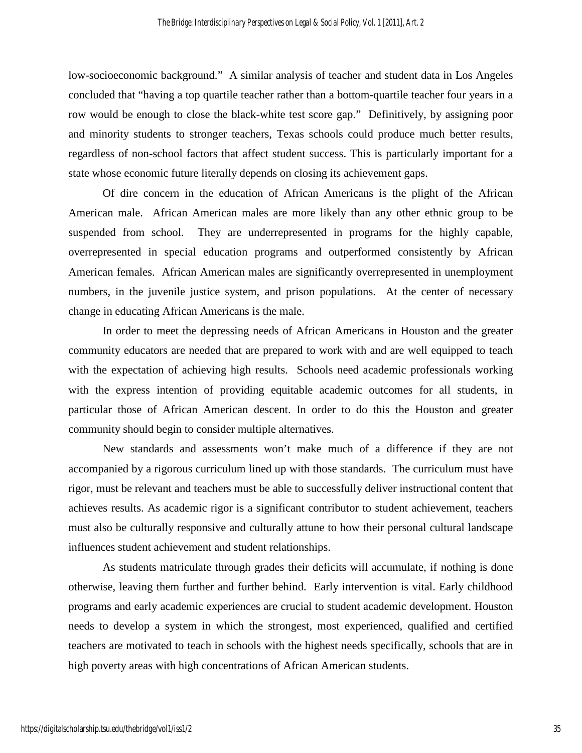low-socioeconomic background." A similar analysis of teacher and student data in Los Angeles concluded that "having a top quartile teacher rather than a bottom-quartile teacher four years in a row would be enough to close the black-white test score gap." Definitively, by assigning poor and minority students to stronger teachers, Texas schools could produce much better results, regardless of non-school factors that affect student success. This is particularly important for a state whose economic future literally depends on closing its achievement gaps.

Of dire concern in the education of African Americans is the plight of the African American male. African American males are more likely than any other ethnic group to be suspended from school. They are underrepresented in programs for the highly capable, overrepresented in special education programs and outperformed consistently by African American females. African American males are significantly overrepresented in unemployment numbers, in the juvenile justice system, and prison populations. At the center of necessary change in educating African Americans is the male.

In order to meet the depressing needs of African Americans in Houston and the greater community educators are needed that are prepared to work with and are well equipped to teach with the expectation of achieving high results. Schools need academic professionals working with the express intention of providing equitable academic outcomes for all students, in particular those of African American descent. In order to do this the Houston and greater community should begin to consider multiple alternatives.

New standards and assessments won't make much of a difference if they are not accompanied by a rigorous curriculum lined up with those standards. The curriculum must have rigor, must be relevant and teachers must be able to successfully deliver instructional content that achieves results. As academic rigor is a significant contributor to student achievement, teachers must also be culturally responsive and culturally attune to how their personal cultural landscape influences student achievement and student relationships.

As students matriculate through grades their deficits will accumulate, if nothing is done otherwise, leaving them further and further behind. Early intervention is vital. Early childhood programs and early academic experiences are crucial to student academic development. Houston needs to develop a system in which the strongest, most experienced, qualified and certified teachers are motivated to teach in schools with the highest needs specifically, schools that are in high poverty areas with high concentrations of African American students.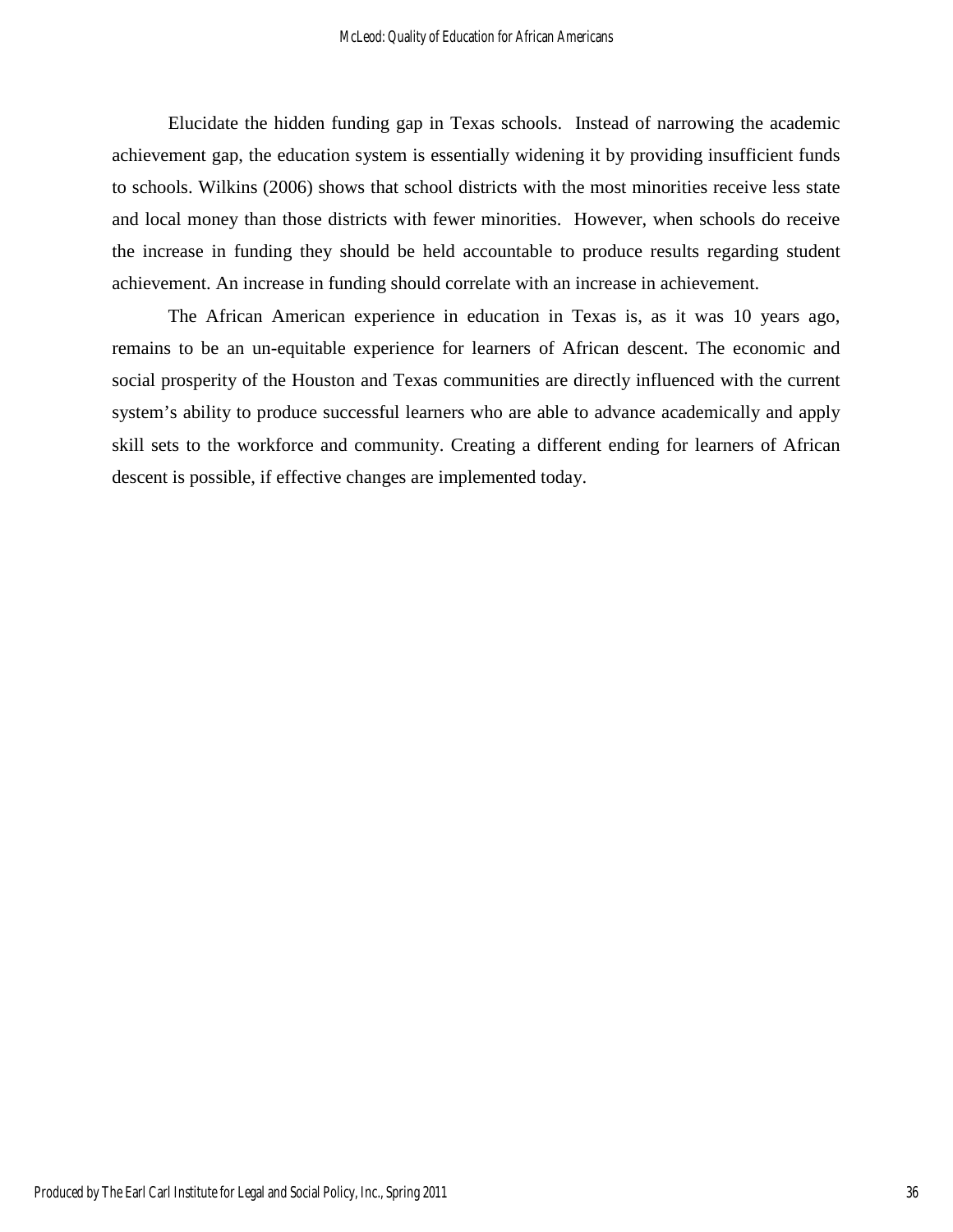Elucidate the hidden funding gap in Texas schools. Instead of narrowing the academic achievement gap, the education system is essentially widening it by providing insufficient funds to schools. Wilkins (2006) shows that school districts with the most minorities receive less state and local money than those districts with fewer minorities. However, when schools do receive the increase in funding they should be held accountable to produce results regarding student achievement. An increase in funding should correlate with an increase in achievement.

The African American experience in education in Texas is, as it was 10 years ago, remains to be an un-equitable experience for learners of African descent. The economic and social prosperity of the Houston and Texas communities are directly influenced with the current system's ability to produce successful learners who are able to advance academically and apply skill sets to the workforce and community. Creating a different ending for learners of African descent is possible, if effective changes are implemented today.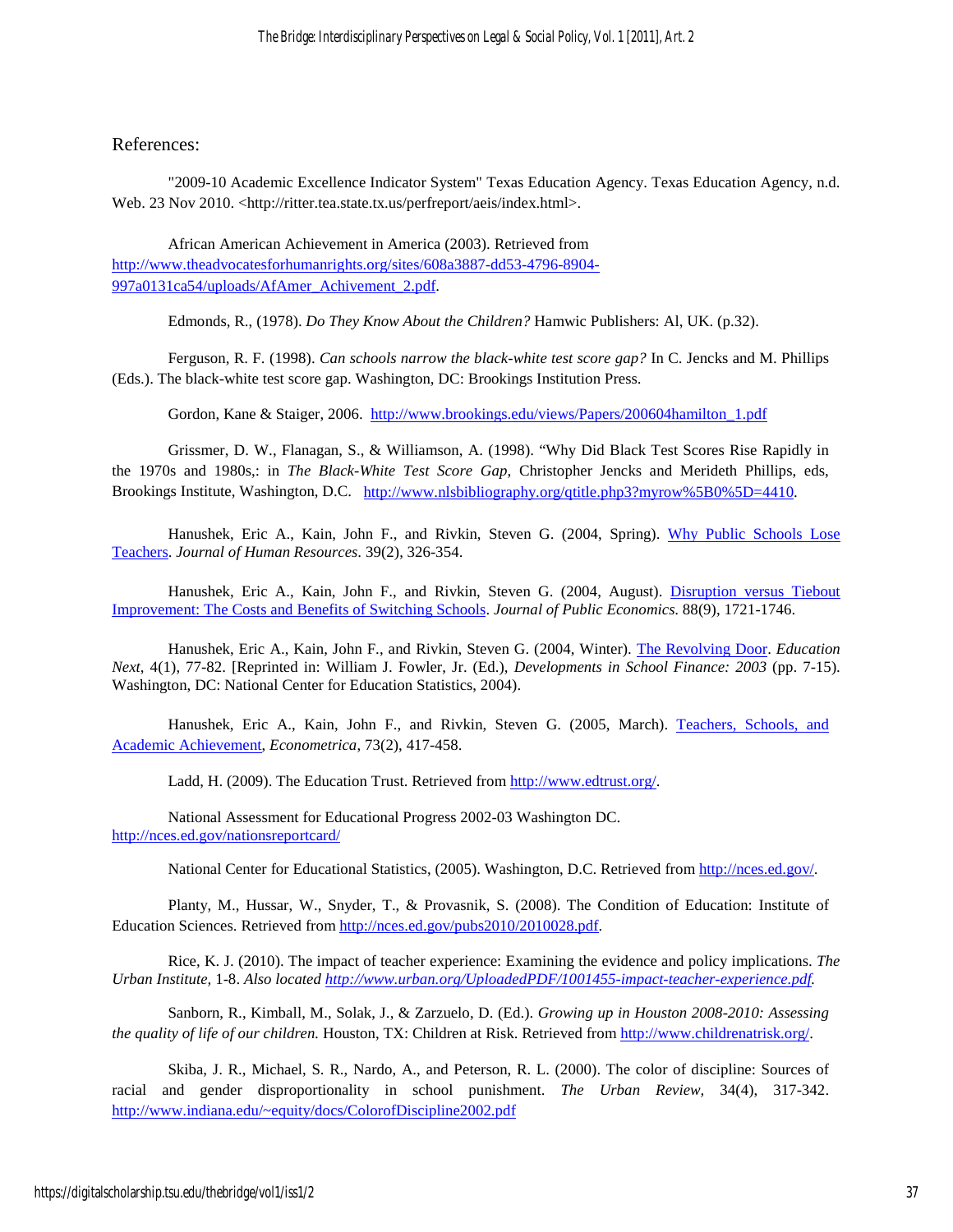## References:

"2009-10 Academic Excellence Indicator System" Texas Education Agency. Texas Education Agency, n.d. Web. 23 Nov 2010. <http://ritter.tea.state.tx.us/perfreport/aeis/index.html>.

African American Achievement in America (2003). Retrieved from http://www.theadvocatesforhumanrights.org/sites/608a3887-dd53-4796-8904-997a0131ca54/uploads/AfAmer_Achivement_2.pdf.

Edmonds, R., (1978). *Do They Know About the Children?* Hamwic Publishers: Al, UK. (p.32).

Ferguson, R. F. (1998). *Can schools narrow the black-white test score gap?* In C. Jencks and M. Phillips (Eds.). The black-white test score gap. Washington, DC: Brookings Institution Press.

Gordon, Kane & Staiger, 2006. http://www.brookings.edu/views/Papers/200604hamilton_1.pdf

Grissmer, D. W., Flanagan, S., & Williamson, A. (1998). "Why Did Black Test Scores Rise Rapidly in the 1970s and 1980s,: in *The Black-White Test Score Gap*, Christopher Jencks and Merideth Phillips, eds, Brookings Institute, Washington, D.C. http://www.nlsbibliography.org/qtitle.php3?myrow%5B0%5D=4410.

Hanushek, Eric A., Kain, John F., and Rivkin, Steven G. (2004, Spring). Why Public Schools Lose Teachers. *Journal of Human Resources*. 39(2), 326-354.

Hanushek, Eric A., Kain, John F., and Rivkin, Steven G. (2004, August). Disruption versus Tiebout Improvement: The Costs and Benefits of Switching Schools. *Journal of Public Economics*. 88(9), 1721-1746.

Hanushek, Eric A., Kain, John F., and Rivkin, Steven G. (2004, Winter). The Revolving Door. *Education Next*, 4(1), 77-82. [Reprinted in: William J. Fowler, Jr. (Ed.), *Developments in School Finance: 2003* (pp. 7-15). Washington, DC: National Center for Education Statistics, 2004).

Hanushek, Eric A., Kain, John F., and Rivkin, Steven G. (2005, March). Teachers, Schools, and Academic Achievement, *Econometrica*, 73(2), 417-458.

Ladd, H. (2009). The Education Trust. Retrieved from http://www.edtrust.org/.

National Assessment for Educational Progress 2002-03 Washington DC. http://nces.ed.gov/nationsreportcard/

National Center for Educational Statistics, (2005). Washington, D.C. Retrieved from http://nces.ed.gov/.

Planty, M., Hussar, W., Snyder, T., & Provasnik, S. (2008). The Condition of Education: Institute of Education Sciences. Retrieved from http://nces.ed.gov/pubs2010/2010028.pdf.

Rice, K. J. (2010). The impact of teacher experience: Examining the evidence and policy implications. *The Urban Institute,* 1-8. *Also located http://www.urban.org/UploadedPDF/1001455-impact-teacher-experience.pdf.*

Sanborn, R., Kimball, M., Solak, J., & Zarzuelo, D. (Ed.). *Growing up in Houston 2008-2010: Assessing the quality of life of our children.* Houston, TX: Children at Risk. Retrieved from http://www.childrenatrisk.org/.

Skiba, J. R., Michael, S. R., Nardo, A., and Peterson, R. L. (2000). The color of discipline: Sources of racial and gender disproportionality in school punishment. *The Urban Review,* 34(4), 317-342. http://www.indiana.edu/~equity/docs/ColorofDiscipline2002.pdf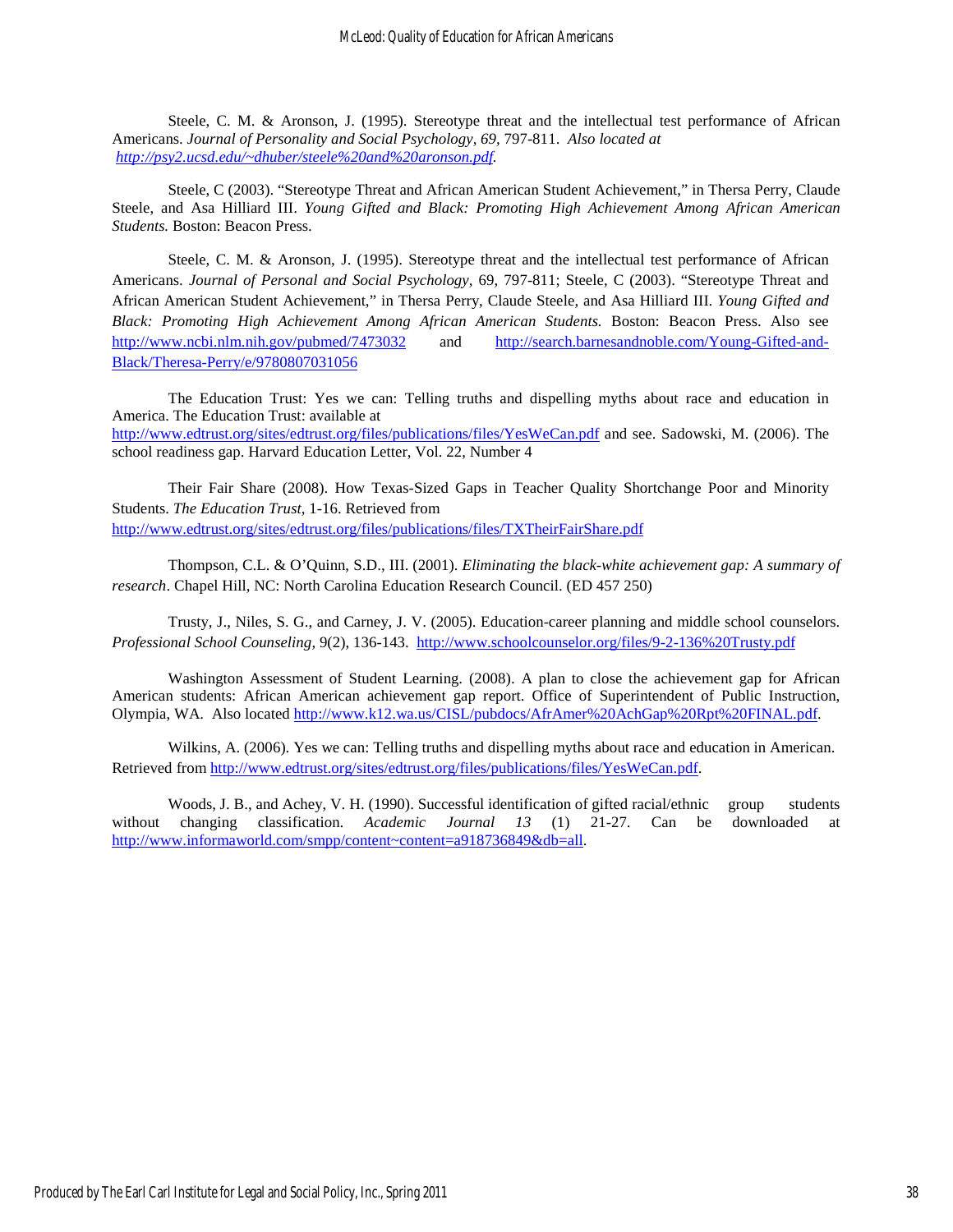Steele, C. M. & Aronson, J. (1995). Stereotype threat and the intellectual test performance of African Americans. *Journal of Personality and Social Psychology, 69,* 797-811. *Also located at [http://psy2.ucsd.edu/~dhuber/steele%20and%20aronson.pdf](http://psy2.ucsd.edu/~dhuber/steele%20and%20aronson.pdf).*

Steele, C (2003). "Stereotype Threat and African American Student Achievement," in Thersa Perry, Claude Steele, and Asa Hilliard III. *Young Gifted and Black: Promoting High Achievement Among African American Students.* Boston: Beacon Press.

Steele, C. M. & Aronson, J. (1995). Stereotype threat and the intellectual test performance of African Americans. *Journal of Personal and Social Psychology,* 69, 797-811; Steele, C (2003). "Stereotype Threat and African American Student Achievement," in Thersa Perry, Claude Steele, and Asa Hilliard III. *Young Gifted and Black: Promoting High Achievement Among African American Students.* Boston: Beacon Press. Also see [http://www.ncbi.nlm.nih.gov/pubmed/7473032](http://www.ncbi.nlm.nih.gov/pubmed/7473032) and [http://search.barnesandnoble.com/Young-Gifted-and-Black/Theresa-Perry/e/9780807031056](http://search.barnesandnoble.com/Young-Gifted-and-Black/Theresa-Perry/e/9780807031056)

The Education Trust: Yes we can: Telling truths and dispelling myths about race and education in America. The Education Trust: available at [http://www.edtrust.org/sites/edtrust.org/files/publications/files/YesWeCan.pdf](http://www.edtrust.org/sites/edtrust.org/files/publications/files/YesWeCan.pdf) and see. Sadowski, M. (2006). The school readiness gap. Harvard Education Letter, Vol. 22, Number 4

Their Fair Share (2008). How Texas-Sized Gaps in Teacher Quality Shortchange Poor and Minority Students. *The Education Trust,* 1-16. Retrieved from [http://www.edtrust.org/sites/edtrust.org/files/publications/files/TXTheirFairShare.pdf](http://www.edtrust.org/sites/edtrust.org/files/publications/files/TXTheirFairShare.pdf)

Thompson, C.L. & O'Quinn, S.D., III. (2001). *Eliminating the black-white achievement gap: A summary of research*. Chapel Hill, NC: North Carolina Education Research Council. (ED 457 250)

Trusty, J., Niles, S. G., and Carney, J. V. (2005). Education-career planning and middle school counselors. *Professional School Counseling,* 9(2), 136-143. [http://www.schoolcounselor.org/files/9-2-136%20Trusty.pdf](http://www.schoolcounselor.org/files/9-2-136%20Trusty.pdf)

Washington Assessment of Student Learning. (2008). A plan to close the achievement gap for African American students: African American achievement gap report. Office of Superintendent of Public Instruction, Olympia, WA. Also located [http://www.k12.wa.us/CISL/pubdocs/AfrAmer%20AchGap%20Rpt%20FINAL.pdf](http://www.k12.wa.us/CISL/pubdocs/AfrAmer%20AchGap%20Rpt%20FINAL.pdf).

Wilkins, A. (2006). Yes we can: Telling truths and dispelling myths about race and education in American. Retrieved from [http://www.edtrust.org/sites/edtrust.org/files/publications/files/YesWeCan.pdf](http://www.edtrust.org/sites/edtrust.org/files/publications/files/YesWeCan.pdf).

Woods, J. B., and Achey, V. H. (1990). Successful identification of gifted racial/ethnic group students without changing classification. *Academic Journal 13* (1) 21-27. Can be downloaded at [http://www.informaworld.com/smpp/content~content=a918736849&db=all](http://www.informaworld.com/smpp/content~content=a918736849&db=all).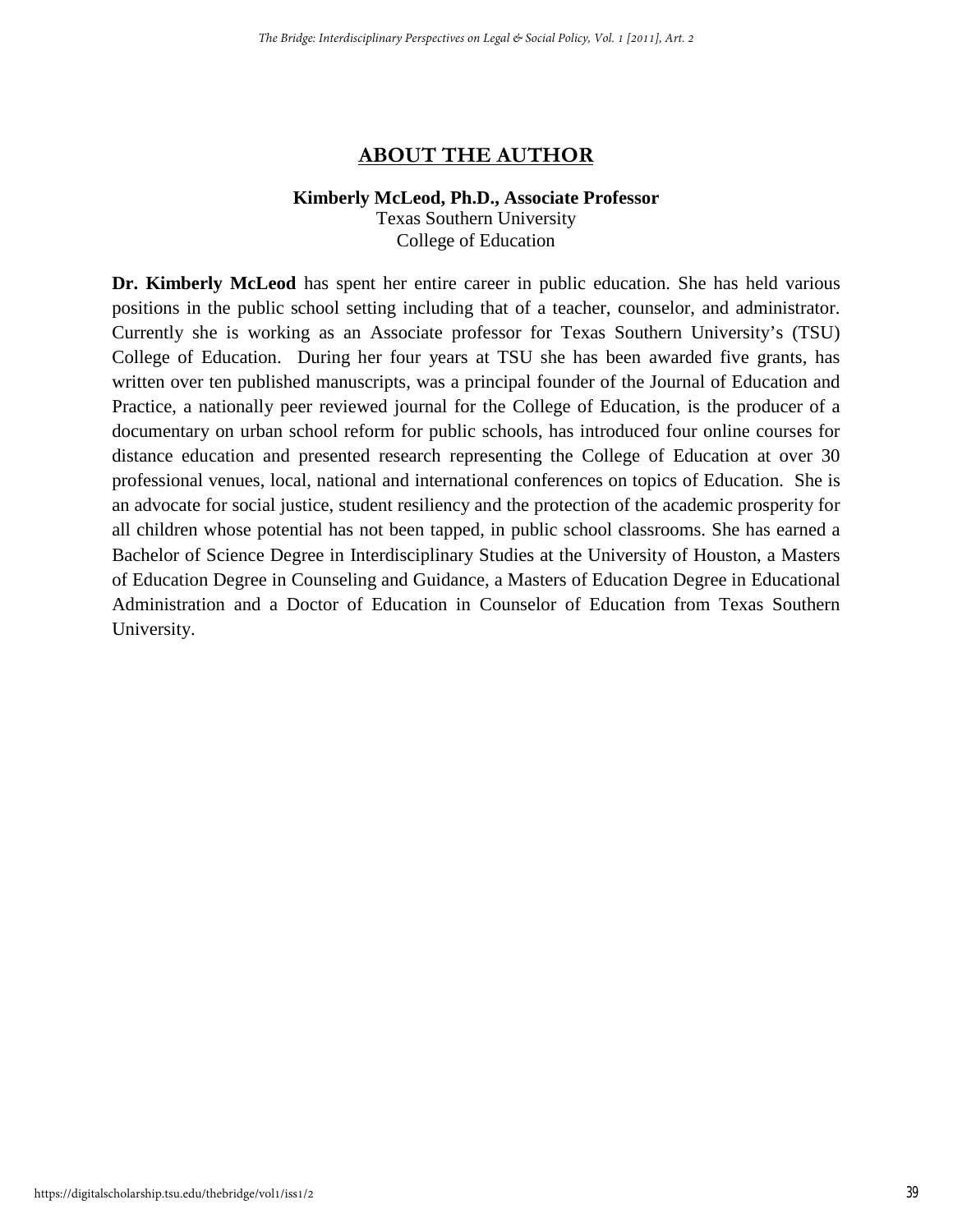## ABOUT THE AUTHOR

**Kimberly McLeod, Ph.D., Associate Professor**
Texas Southern University
College of Education

**Dr. Kimberly McLeod** has spent her entire career in public education. She has held various positions in the public school setting including that of a teacher, counselor, and administrator. Currently she is working as an Associate professor for Texas Southern University's (TSU) College of Education. During her four years at TSU she has been awarded five grants, has written over ten published manuscripts, was a principal founder of the Journal of Education and Practice, a nationally peer reviewed journal for the College of Education, is the producer of a documentary on urban school reform for public schools, has introduced four online courses for distance education and presented research representing the College of Education at over 30 professional venues, local, national and international conferences on topics of Education. She is an advocate for social justice, student resiliency and the protection of the academic prosperity for all children whose potential has not been tapped, in public school classrooms. She has earned a Bachelor of Science Degree in Interdisciplinary Studies at the University of Houston, a Masters of Education Degree in Counseling and Guidance, a Masters of Education Degree in Educational Administration and a Doctor of Education in Counselor of Education from Texas Southern University.